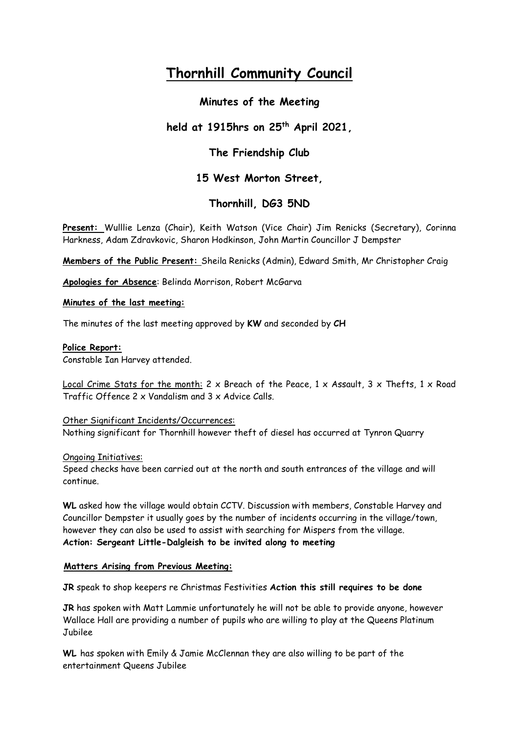# Thornhill Community Council

**Minutes of the Meeting**

**held at 1915hrs on 25th April 2021,**

**The Friendship Club**

**15 West Morton Street,**

**Thornhill, DG3 5ND**

**Present:** Wulllie Lenza (Chair), Keith Watson (Vice Chair) Jim Renicks (Secretary), Corinna Harkness, Adam Zdravkovic, Sharon Hodkinson, John Martin Councillor J Dempster

**Members of the Public Present:** Sheila Renicks (Admin), Edward Smith, Mr Christopher Craig

**Apologies for Absence**: Belinda Morrison, Robert McGarva

**Minutes of the last meeting:**

The minutes of the last meeting approved by **KW** and seconded by **CH**

**Police Report:**

Constable Ian Harvey attended.

Local Crime Stats for the month: 2 x Breach of the Peace, 1 x Assault, 3 x Thefts, 1 x Road Traffic Offence 2 x Vandalism and 3 x Advice Calls.

Other Significant Incidents/Occurrences:

Nothing significant for Thornhill however theft of diesel has occurred at Tynron Quarry

Ongoing Initiatives:

Speed checks have been carried out at the north and south entrances of the village and will continue.

**WL** asked how the village would obtain CCTV. Discussion with members, Constable Harvey and Councillor Dempster it usually goes by the number of incidents occurring in the village/town, however they can also be used to assist with searching for Mispers from the village.

**Action: Sergeant Little-Dalgleish to be invited along to meeting**

**Matters Arising from Previous Meeting:**

**JR** speak to shop keepers re Christmas Festivities **Action this still requires to be done**

**JR** has spoken with Matt Lammie unfortunately he will not be able to provide anyone, however Wallace Hall are providing a number of pupils who are willing to play at the Queens Platinum Jubilee

**WL** has spoken with Emily & Jamie McClennan they are also willing to be part of the entertainment Queens Jubilee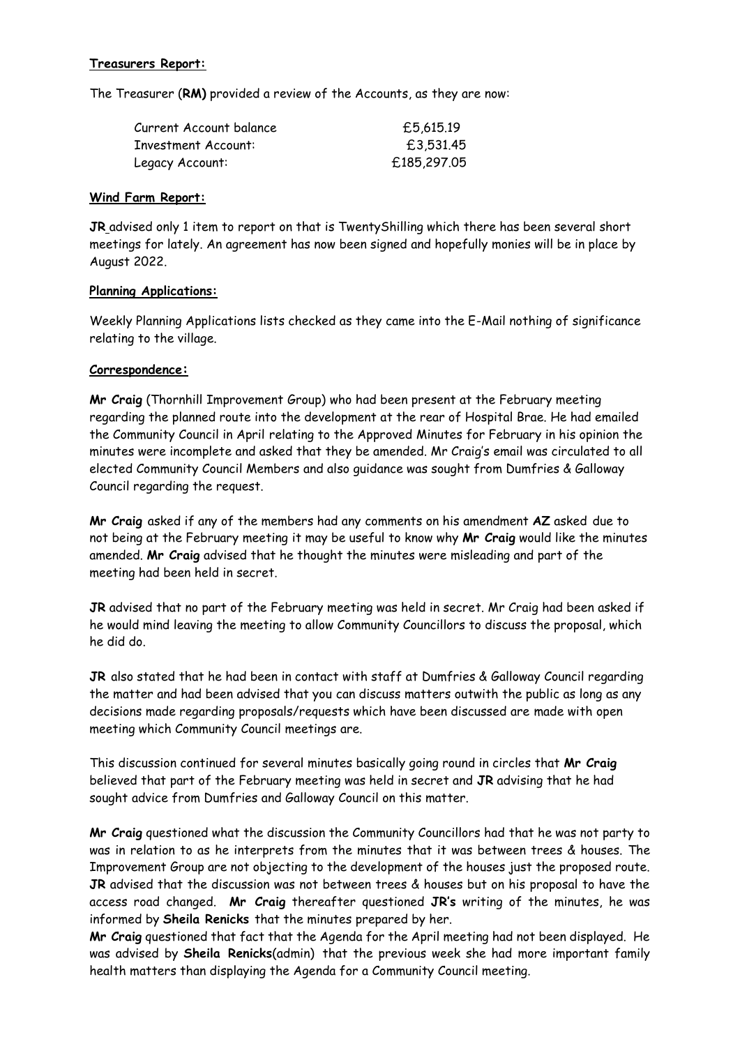**Treasurers Report:**

The Treasurer (**RM)** provided a review of the Accounts, as they are now:

| | |
|---|---|
| Current Account balance | £5,615.19 |
| Investment Account: | £3,531.45 |
| Legacy Account: | £185,297.05 |

**Wind Farm Report:**

**JR** advised only 1 item to report on that is TwentyShilling which there has been several short meetings for lately. An agreement has now been signed and hopefully monies will be in place by August 2022.

**Planning Applications:**

Weekly Planning Applications lists checked as they came into the E-Mail nothing of significance relating to the village.

**Correspondence:**

**Mr Craig** (Thornhill Improvement Group) who had been present at the February meeting regarding the planned route into the development at the rear of Hospital Brae. He had emailed the Community Council in April relating to the Approved Minutes for February in his opinion the minutes were incomplete and asked that they be amended. Mr Craig's email was circulated to all elected Community Council Members and also guidance was sought from Dumfries & Galloway Council regarding the request.

**Mr Craig** asked if any of the members had any comments on his amendment **AZ** asked due to not being at the February meeting it may be useful to know why **Mr Craig** would like the minutes amended. **Mr Craig** advised that he thought the minutes were misleading and part of the meeting had been held in secret.

**JR** advised that no part of the February meeting was held in secret. Mr Craig had been asked if he would mind leaving the meeting to allow Community Councillors to discuss the proposal, which he did do.

**JR** also stated that he had been in contact with staff at Dumfries & Galloway Council regarding the matter and had been advised that you can discuss matters outwith the public as long as any decisions made regarding proposals/requests which have been discussed are made with open meeting which Community Council meetings are.

This discussion continued for several minutes basically going round in circles that **Mr Craig** believed that part of the February meeting was held in secret and **JR** advising that he had sought advice from Dumfries and Galloway Council on this matter.

**Mr Craig** questioned what the discussion the Community Councillors had that he was not party to was in relation to as he interprets from the minutes that it was between trees & houses. The Improvement Group are not objecting to the development of the houses just the proposed route. **JR** advised that the discussion was not between trees & houses but on his proposal to have the access road changed. **Mr Craig** thereafter questioned **JR's** writing of the minutes, he was informed by **Sheila Renicks** that the minutes prepared by her.

**Mr Craig** questioned that fact that the Agenda for the April meeting had not been displayed. He was advised by **Sheila Renicks**(admin) that the previous week she had more important family health matters than displaying the Agenda for a Community Council meeting.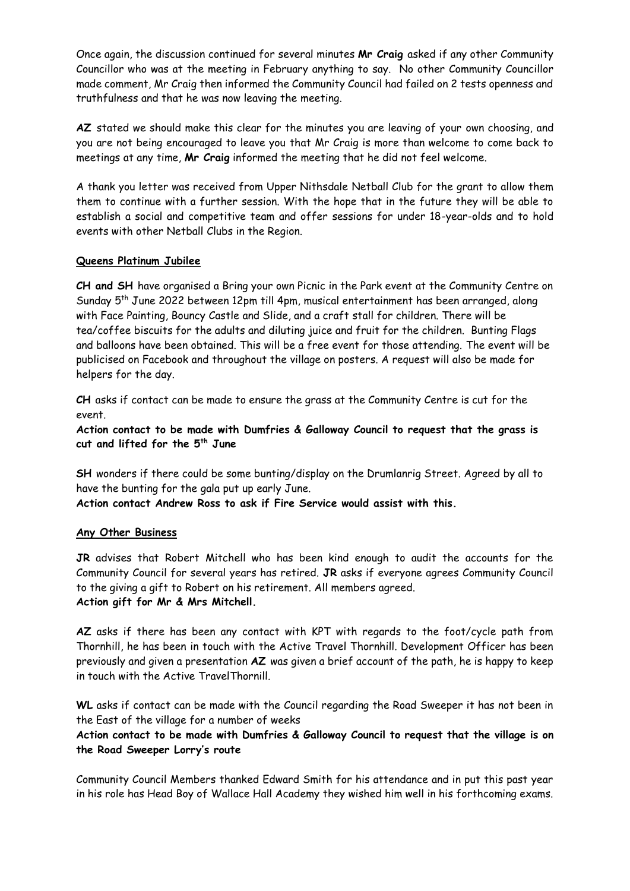Once again, the discussion continued for several minutes **Mr Craig** asked if any other Community Councillor who was at the meeting in February anything to say. No other Community Councillor made comment, Mr Craig then informed the Community Council had failed on 2 tests openness and truthfulness and that he was now leaving the meeting.

**AZ** stated we should make this clear for the minutes you are leaving of your own choosing, and you are not being encouraged to leave you that Mr Craig is more than welcome to come back to meetings at any time, **Mr Craig** informed the meeting that he did not feel welcome.

A thank you letter was received from Upper Nithsdale Netball Club for the grant to allow them them to continue with a further session. With the hope that in the future they will be able to establish a social and competitive team and offer sessions for under 18-year-olds and to hold events with other Netball Clubs in the Region.

**Queens Platinum Jubilee**

**CH and SH** have organised a Bring your own Picnic in the Park event at the Community Centre on Sunday 5th June 2022 between 12pm till 4pm, musical entertainment has been arranged, along with Face Painting, Bouncy Castle and Slide, and a craft stall for children. There will be tea/coffee biscuits for the adults and diluting juice and fruit for the children. Bunting Flags and balloons have been obtained. This will be a free event for those attending. The event will be publicised on Facebook and throughout the village on posters. A request will also be made for helpers for the day.

**CH** asks if contact can be made to ensure the grass at the Community Centre is cut for the event.

**Action contact to be made with Dumfries & Galloway Council to request that the grass is cut and lifted for the 5th June**

**SH** wonders if there could be some bunting/display on the Drumlanrig Street. Agreed by all to have the bunting for the gala put up early June.

**Action contact Andrew Ross to ask if Fire Service would assist with this.**

**Any Other Business**

**JR** advises that Robert Mitchell who has been kind enough to audit the accounts for the Community Council for several years has retired. **JR** asks if everyone agrees Community Council to the giving a gift to Robert on his retirement. All members agreed.

**Action gift for Mr & Mrs Mitchell.**

**AZ** asks if there has been any contact with KPT with regards to the foot/cycle path from Thornhill, he has been in touch with the Active Travel Thornhill. Development Officer has been previously and given a presentation **AZ** was given a brief account of the path, he is happy to keep in touch with the Active TravelThornill.

**WL** asks if contact can be made with the Council regarding the Road Sweeper it has not been in the East of the village for a number of weeks

**Action contact to be made with Dumfries & Galloway Council to request that the village is on the Road Sweeper Lorry's route**

Community Council Members thanked Edward Smith for his attendance and in put this past year in his role has Head Boy of Wallace Hall Academy they wished him well in his forthcoming exams.